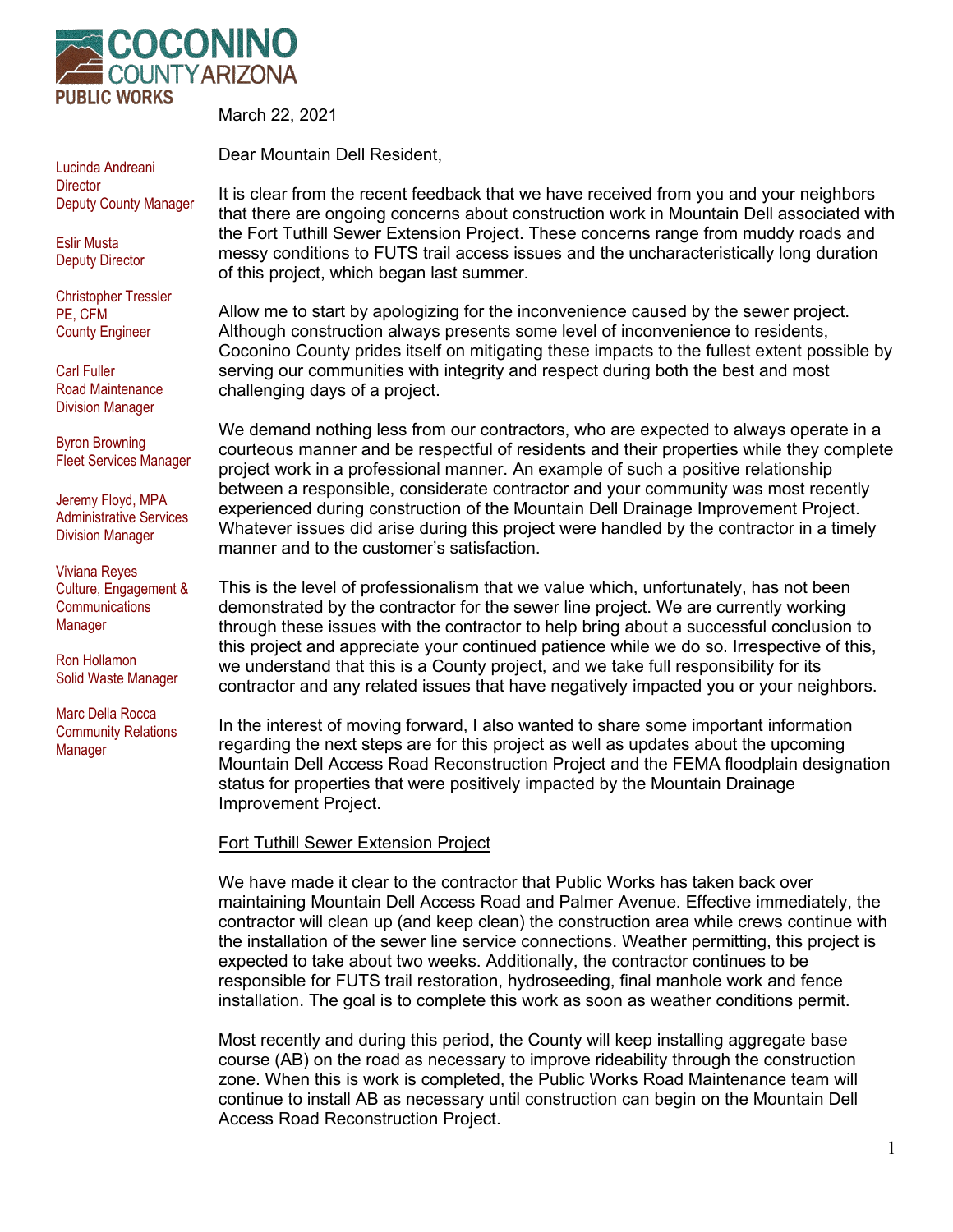**COCONINO COUNTY ARIZONA**
**PUBLIC WORKS**

Lucinda Andreani
Director
Deputy County Manager

Eslir Musta
Deputy Director

Christopher Tressler
PE, CFM
County Engineer

Carl Fuller
Road Maintenance
Division Manager

Byron Browning
Fleet Services Manager

Jeremy Floyd, MPA
Administrative Services
Division Manager

Viviana Reyes
Culture, Engagement &
Communications
Manager

Ron Hollamon
Solid Waste Manager

Marc Della Rocca
Community Relations
Manager

March 22, 2021

Dear Mountain Dell Resident,

It is clear from the recent feedback that we have received from you and your neighbors that there are ongoing concerns about construction work in Mountain Dell associated with the Fort Tuthill Sewer Extension Project. These concerns range from muddy roads and messy conditions to FUTS trail access issues and the uncharacteristically long duration of this project, which began last summer.

Allow me to start by apologizing for the inconvenience caused by the sewer project. Although construction always presents some level of inconvenience to residents, Coconino County prides itself on mitigating these impacts to the fullest extent possible by serving our communities with integrity and respect during both the best and most challenging days of a project.

We demand nothing less from our contractors, who are expected to always operate in a courteous manner and be respectful of residents and their properties while they complete project work in a professional manner. An example of such a positive relationship between a responsible, considerate contractor and your community was most recently experienced during construction of the Mountain Dell Drainage Improvement Project. Whatever issues did arise during this project were handled by the contractor in a timely manner and to the customer's satisfaction.

This is the level of professionalism that we value which, unfortunately, has not been demonstrated by the contractor for the sewer line project. We are currently working through these issues with the contractor to help bring about a successful conclusion to this project and appreciate your continued patience while we do so. Irrespective of this, we understand that this is a County project, and we take full responsibility for its contractor and any related issues that have negatively impacted you or your neighbors.

In the interest of moving forward, I also wanted to share some important information regarding the next steps are for this project as well as updates about the upcoming Mountain Dell Access Road Reconstruction Project and the FEMA floodplain designation status for properties that were positively impacted by the Mountain Drainage Improvement Project.

<u>Fort Tuthill Sewer Extension Project</u>

We have made it clear to the contractor that Public Works has taken back over maintaining Mountain Dell Access Road and Palmer Avenue. Effective immediately, the contractor will clean up (and keep clean) the construction area while crews continue with the installation of the sewer line service connections. Weather permitting, this project is expected to take about two weeks. Additionally, the contractor continues to be responsible for FUTS trail restoration, hydroseeding, final manhole work and fence installation. The goal is to complete this work as soon as weather conditions permit.

Most recently and during this period, the County will keep installing aggregate base course (AB) on the road as necessary to improve rideability through the construction zone. When this is work is completed, the Public Works Road Maintenance team will continue to install AB as necessary until construction can begin on the Mountain Dell Access Road Reconstruction Project.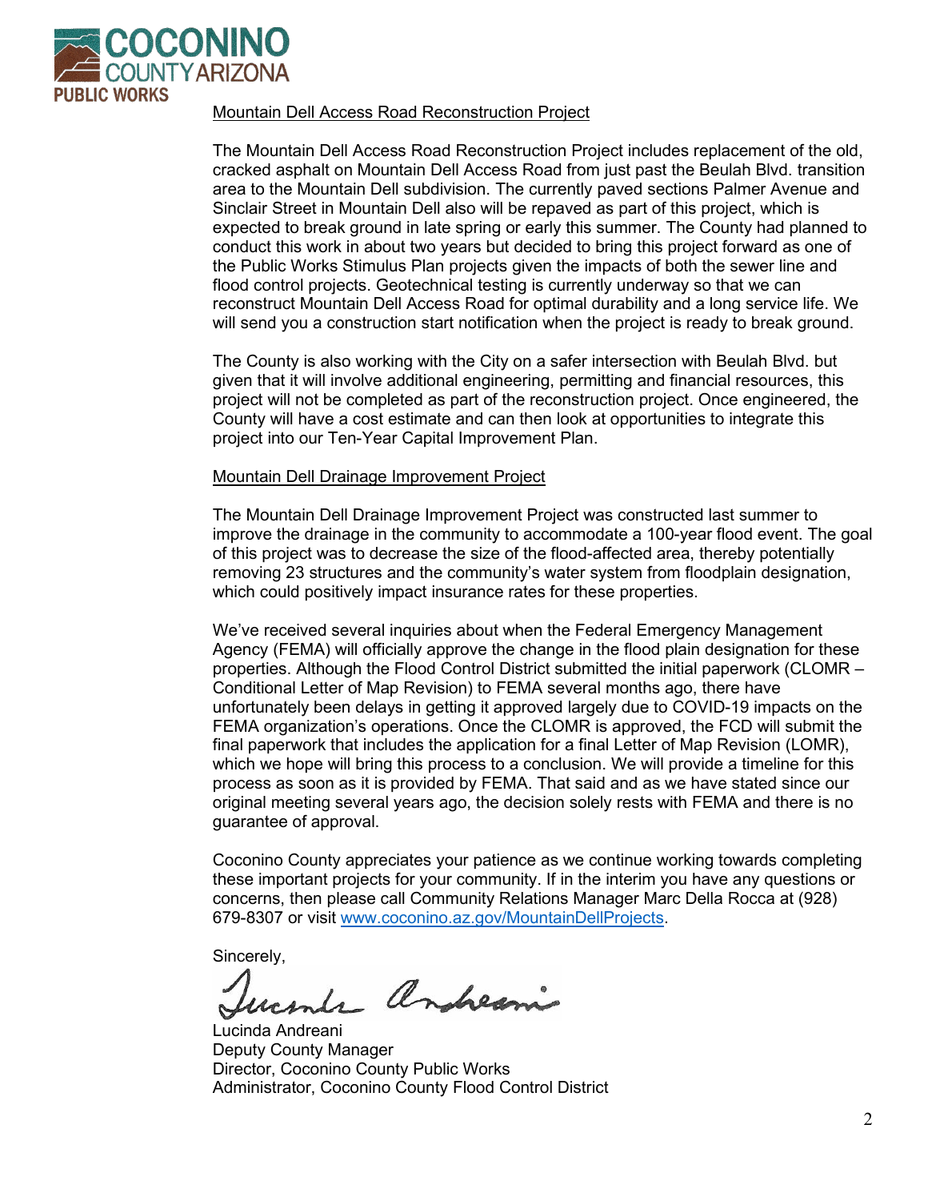Mountain Dell Access Road Reconstruction Project

The Mountain Dell Access Road Reconstruction Project includes replacement of the old, cracked asphalt on Mountain Dell Access Road from just past the Beulah Blvd. transition area to the Mountain Dell subdivision. The currently paved sections Palmer Avenue and Sinclair Street in Mountain Dell also will be repaved as part of this project, which is expected to break ground in late spring or early this summer. The County had planned to conduct this work in about two years but decided to bring this project forward as one of the Public Works Stimulus Plan projects given the impacts of both the sewer line and flood control projects. Geotechnical testing is currently underway so that we can reconstruct Mountain Dell Access Road for optimal durability and a long service life. We will send you a construction start notification when the project is ready to break ground.

The County is also working with the City on a safer intersection with Beulah Blvd. but given that it will involve additional engineering, permitting and financial resources, this project will not be completed as part of the reconstruction project. Once engineered, the County will have a cost estimate and can then look at opportunities to integrate this project into our Ten-Year Capital Improvement Plan.

Mountain Dell Drainage Improvement Project

The Mountain Dell Drainage Improvement Project was constructed last summer to improve the drainage in the community to accommodate a 100-year flood event. The goal of this project was to decrease the size of the flood-affected area, thereby potentially removing 23 structures and the community's water system from floodplain designation, which could positively impact insurance rates for these properties.

We've received several inquiries about when the Federal Emergency Management Agency (FEMA) will officially approve the change in the flood plain designation for these properties. Although the Flood Control District submitted the initial paperwork (CLOMR – Conditional Letter of Map Revision) to FEMA several months ago, there have unfortunately been delays in getting it approved largely due to COVID-19 impacts on the FEMA organization's operations. Once the CLOMR is approved, the FCD will submit the final paperwork that includes the application for a final Letter of Map Revision (LOMR), which we hope will bring this process to a conclusion. We will provide a timeline for this process as soon as it is provided by FEMA. That said and as we have stated since our original meeting several years ago, the decision solely rests with FEMA and there is no guarantee of approval.

Coconino County appreciates your patience as we continue working towards completing these important projects for your community. If in the interim you have any questions or concerns, then please call Community Relations Manager Marc Della Rocca at (928) 679-8307 or visit www.coconino.az.gov/MountainDellProjects.

Sincerely,

Lucinda Andreani
Deputy County Manager
Director, Coconino County Public Works
Administrator, Coconino County Flood Control District